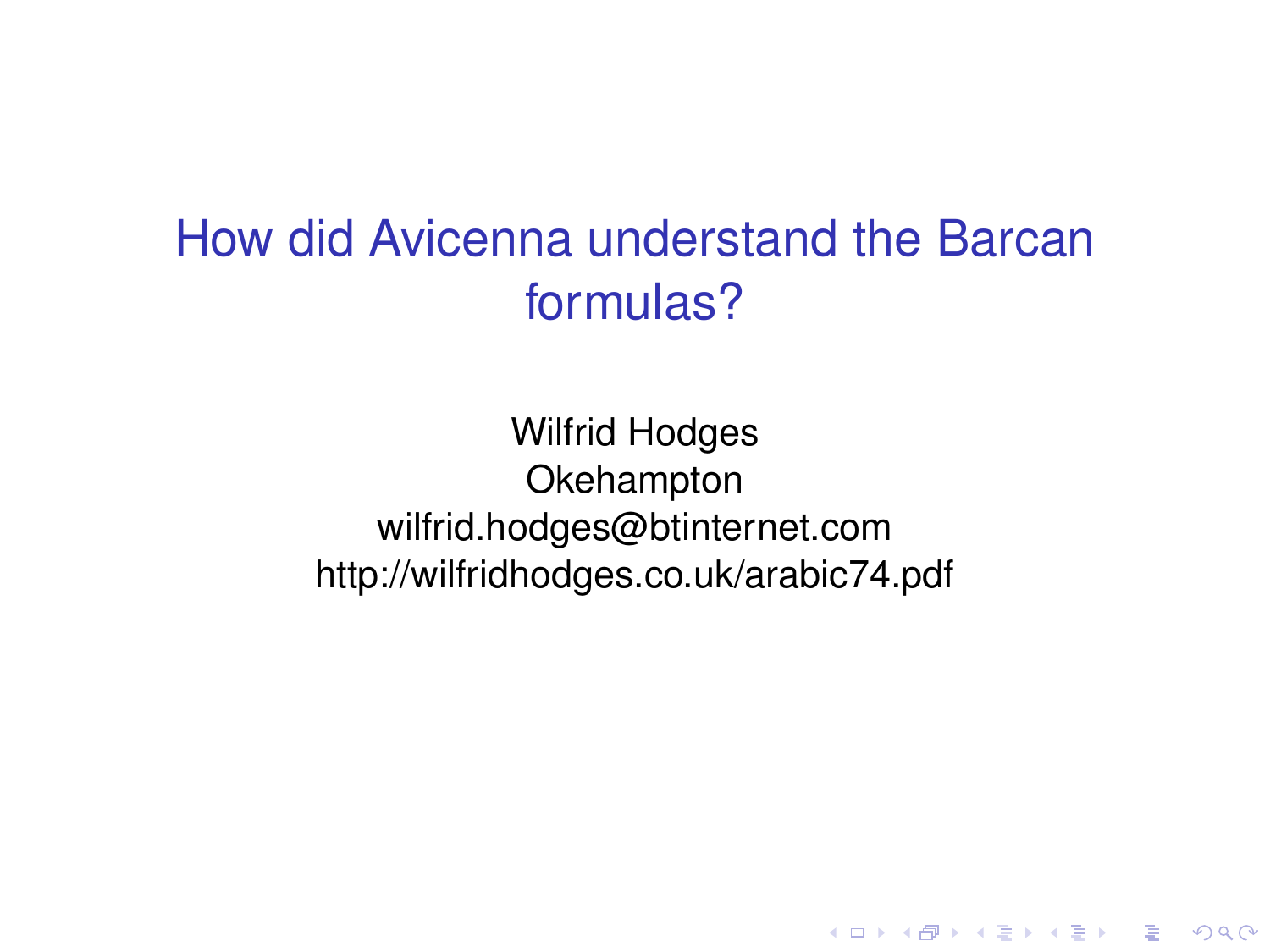# How did Avicenna understand the Barcan formulas?

Wilfrid Hodges
Okehampton
wilfrid.hodges@btinternet.com
http://wilfridhodges.co.uk/arabic74.pdf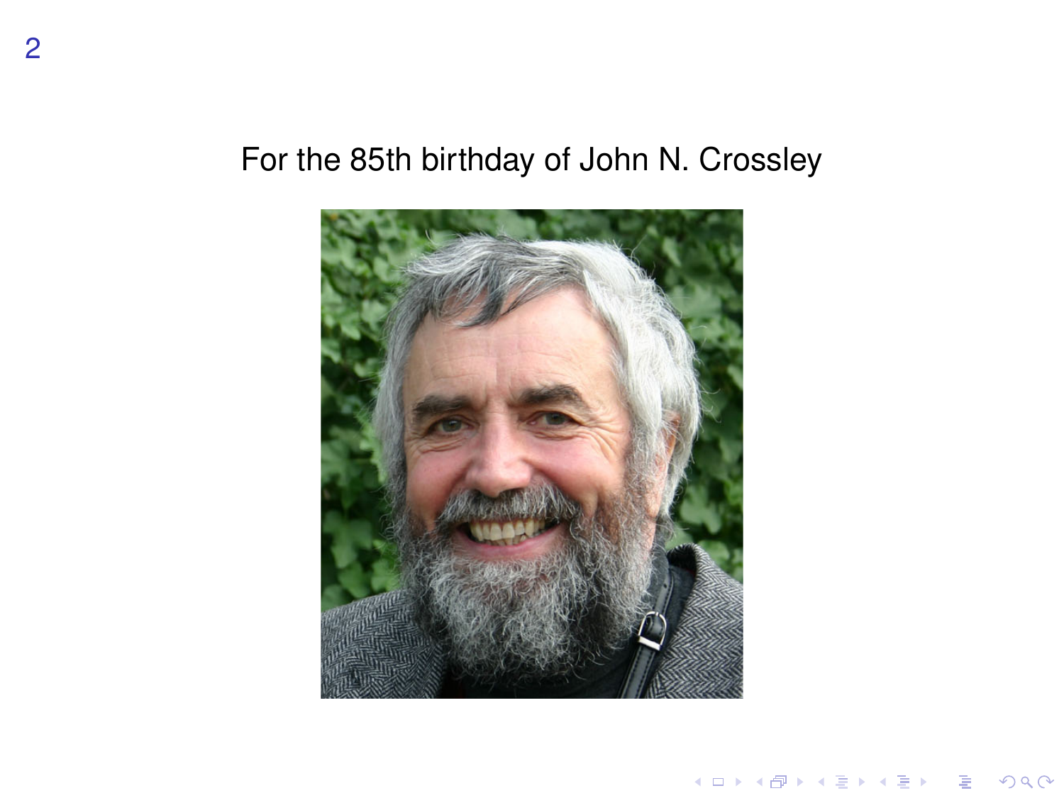For the 85th birthday of John N. Crossley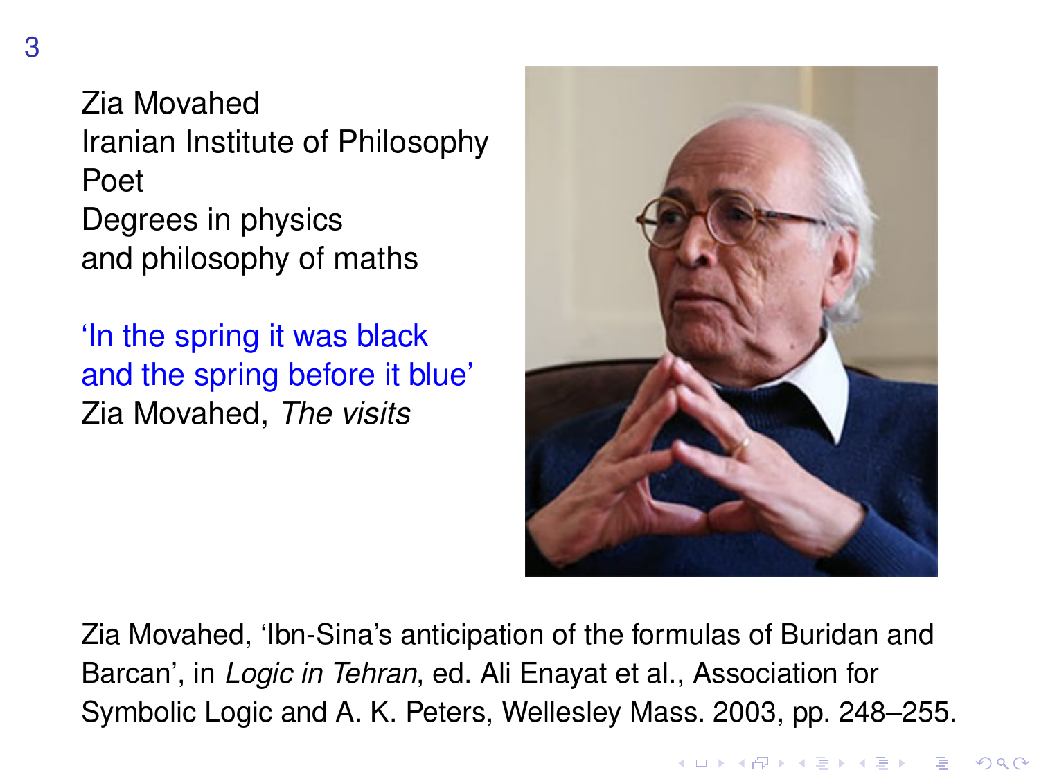Zia Movahed
Iranian Institute of Philosophy
Poet
Degrees in physics
and philosophy of maths

'In the spring it was black
and the spring before it blue'
Zia Movahed, *The visits*

Zia Movahed, 'Ibn-Sina's anticipation of the formulas of Buridan and Barcan', in *Logic in Tehran*, ed. Ali Enayat et al., Association for Symbolic Logic and A. K. Peters, Wellesley Mass. 2003, pp. 248–255.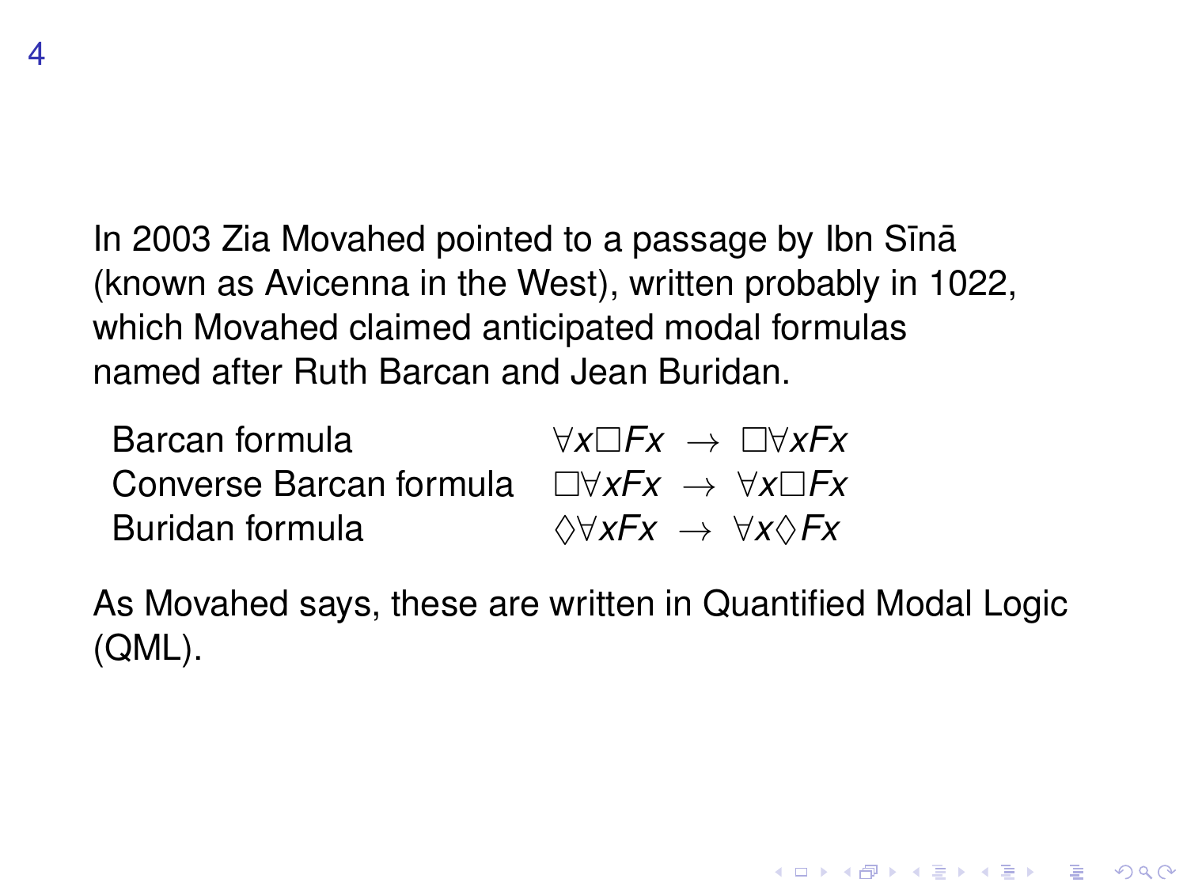In 2003 Zia Movahed pointed to a passage by Ibn Sīnā (known as Avicenna in the West), written probably in 1022, which Movahed claimed anticipated modal formulas named after Ruth Barcan and Jean Buridan.

| | |
|---|---|
| Barcan formula | $\forall x \Box Fx \ \rightarrow\ \Box \forall x Fx$ |
| Converse Barcan formula | $\Box \forall x Fx \ \rightarrow\ \forall x \Box Fx$ |
| Buridan formula | $\Diamond \forall x Fx \ \rightarrow\ \forall x \Diamond Fx$ |

As Movahed says, these are written in Quantified Modal Logic (QML).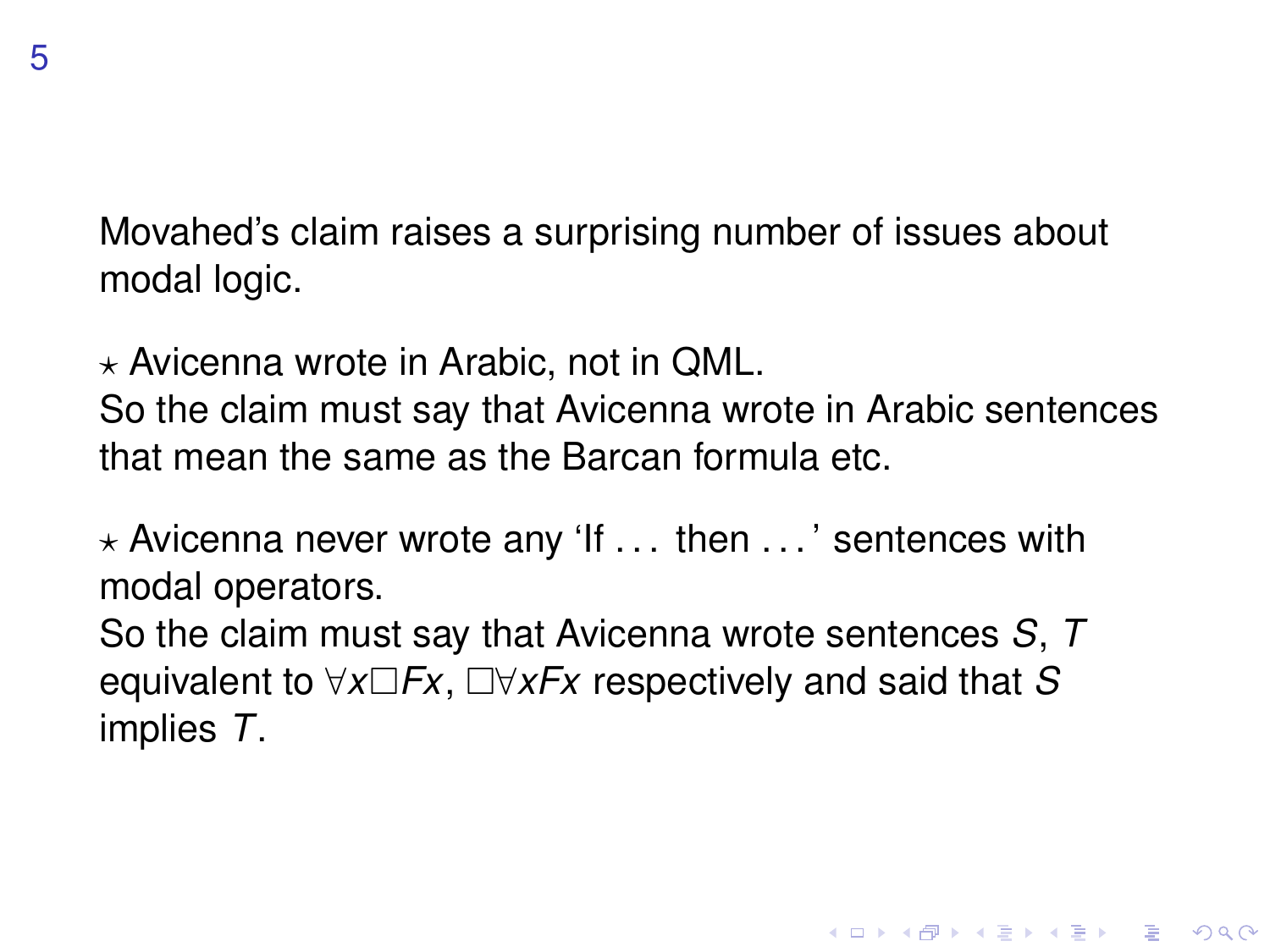Movahed's claim raises a surprising number of issues about modal logic.

⋆ Avicenna wrote in Arabic, not in QML.
So the claim must say that Avicenna wrote in Arabic sentences that mean the same as the Barcan formula etc.

⋆ Avicenna never wrote any 'If . . . then . . .' sentences with modal operators.
So the claim must say that Avicenna wrote sentences $S$, $T$ equivalent to $\forall x \Box Fx$, $\Box \forall x Fx$ respectively and said that $S$ implies $T$.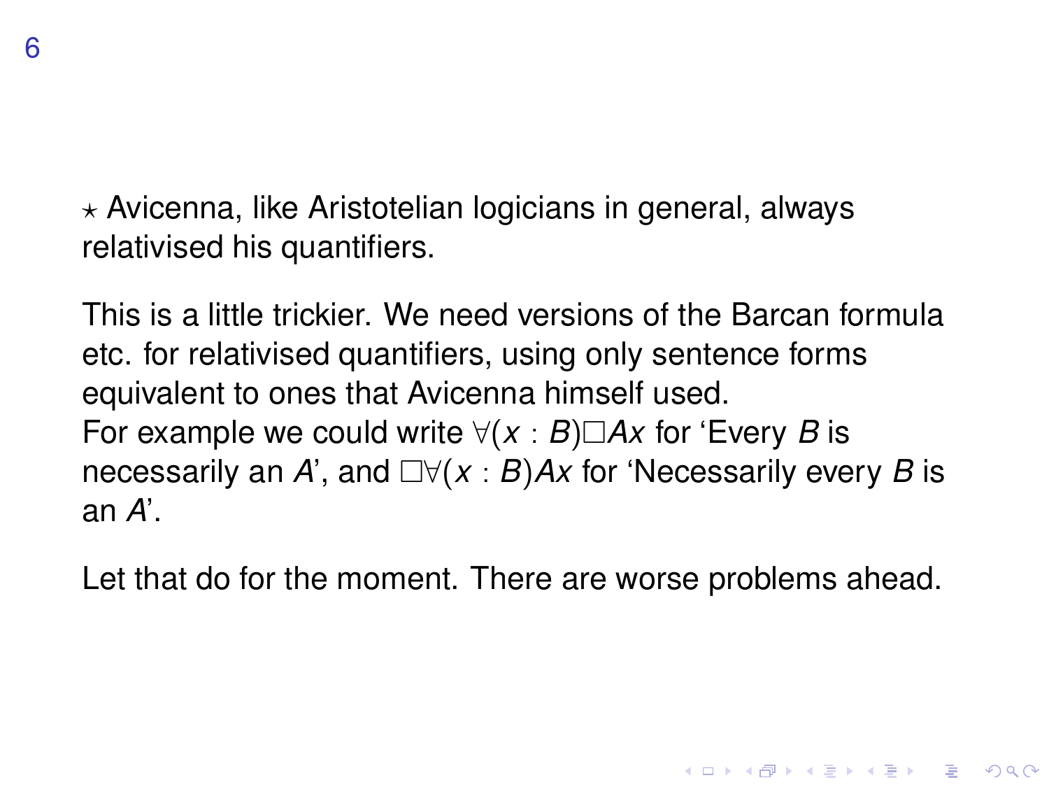$\star$ Avicenna, like Aristotelian logicians in general, always relativised his quantifiers.

This is a little trickier. We need versions of the Barcan formula etc. for relativised quantifiers, using only sentence forms equivalent to ones that Avicenna himself used.
For example we could write $\forall(x : B)\Box Ax$ for 'Every $B$ is necessarily an $A$', and $\Box\forall(x : B)Ax$ for 'Necessarily every $B$ is an $A$'.

Let that do for the moment. There are worse problems ahead.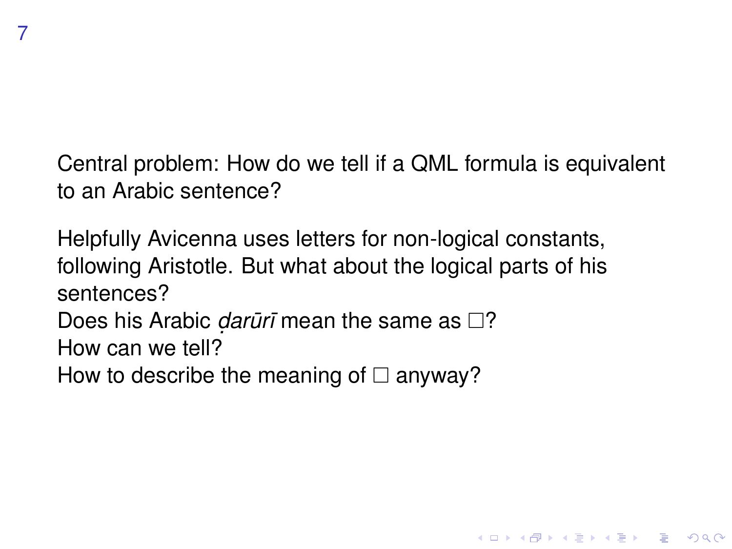Central problem: How do we tell if a QML formula is equivalent to an Arabic sentence?

Helpfully Avicenna uses letters for non-logical constants, following Aristotle. But what about the logical parts of his sentences?
Does his Arabic *ḍarūrī* mean the same as $\Box$?
How can we tell?
How to describe the meaning of $\Box$ anyway?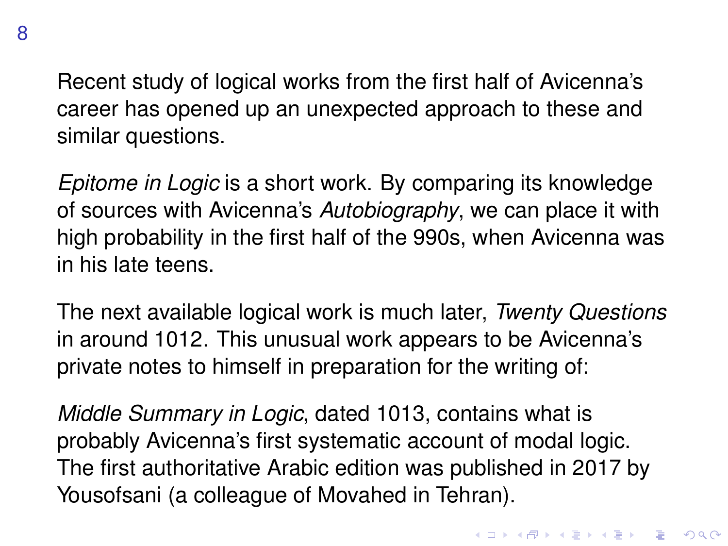Recent study of logical works from the first half of Avicenna's career has opened up an unexpected approach to these and similar questions.

*Epitome in Logic* is a short work. By comparing its knowledge of sources with Avicenna's *Autobiography*, we can place it with high probability in the first half of the 990s, when Avicenna was in his late teens.

The next available logical work is much later, *Twenty Questions* in around 1012. This unusual work appears to be Avicenna's private notes to himself in preparation for the writing of:

*Middle Summary in Logic*, dated 1013, contains what is probably Avicenna's first systematic account of modal logic. The first authoritative Arabic edition was published in 2017 by Yousofsani (a colleague of Movahed in Tehran).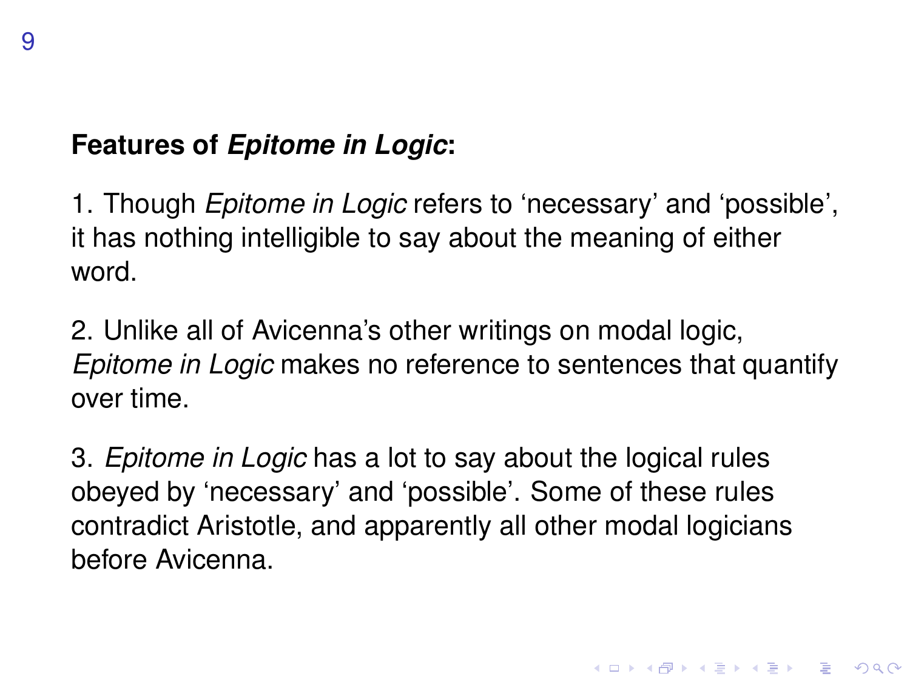**Features of *Epitome in Logic*:**

1. Though *Epitome in Logic* refers to ‘necessary’ and ‘possible’, it has nothing intelligible to say about the meaning of either word.

2. Unlike all of Avicenna’s other writings on modal logic, *Epitome in Logic* makes no reference to sentences that quantify over time.

3. *Epitome in Logic* has a lot to say about the logical rules obeyed by ‘necessary’ and ‘possible’. Some of these rules contradict Aristotle, and apparently all other modal logicians before Avicenna.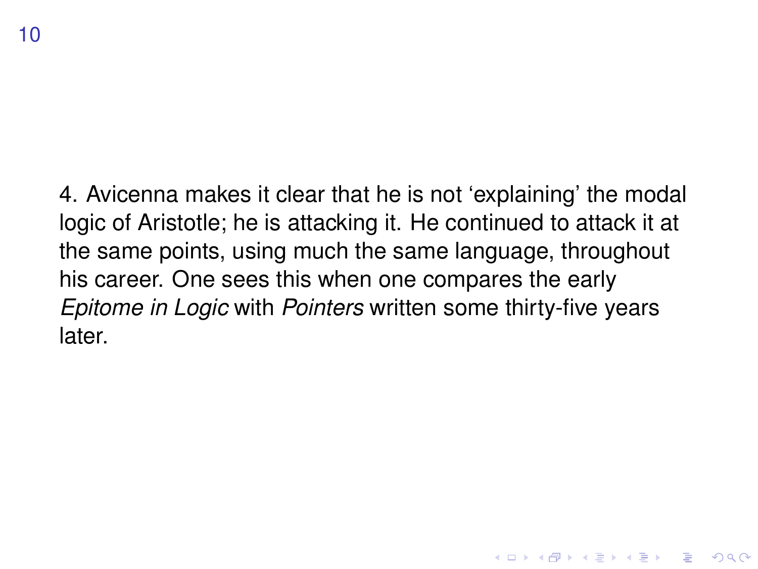4. Avicenna makes it clear that he is not ‘explaining’ the modal logic of Aristotle; he is attacking it. He continued to attack it at the same points, using much the same language, throughout his career. One sees this when one compares the early *Epitome in Logic* with *Pointers* written some thirty-five years later.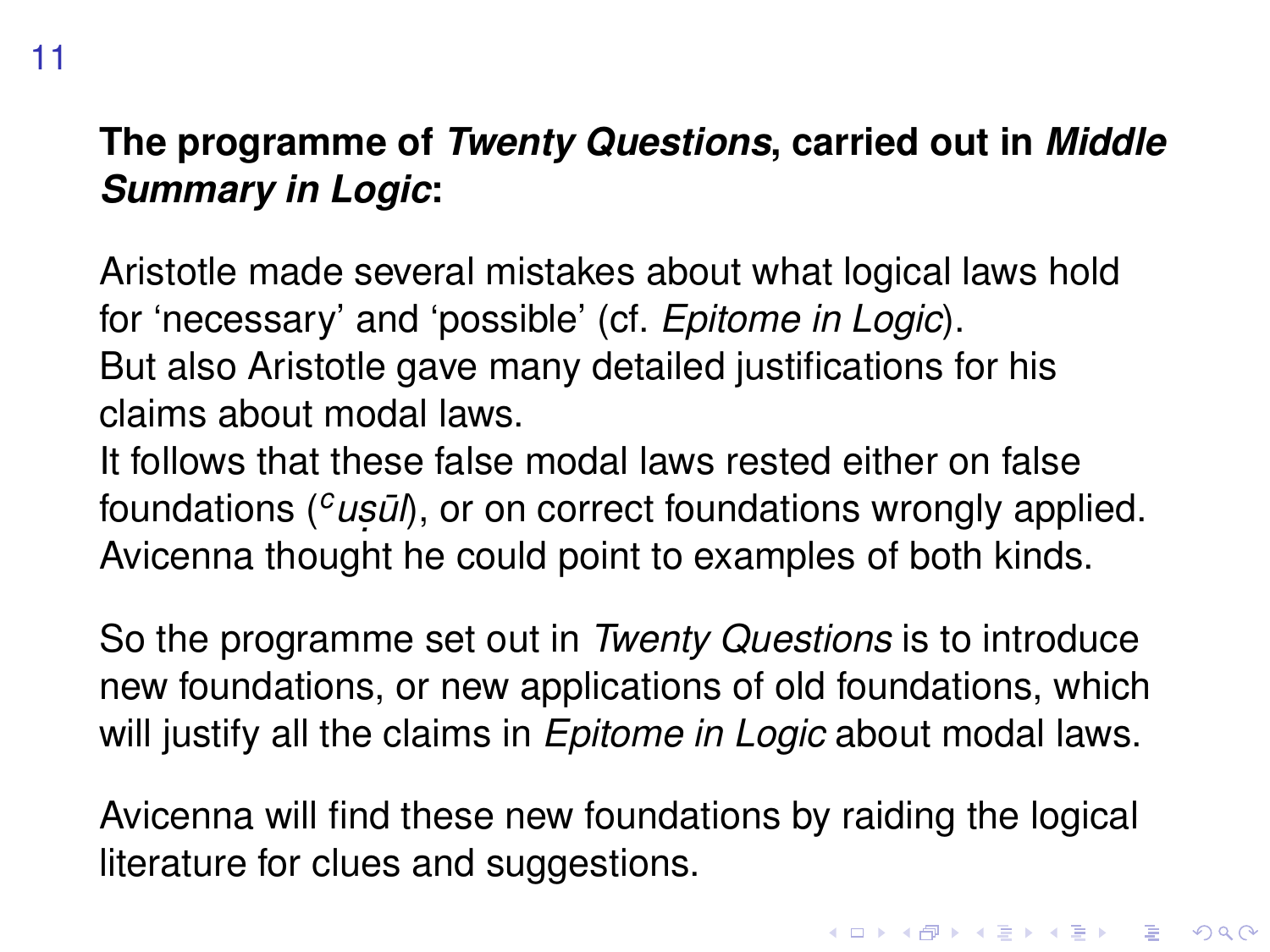**The programme of *Twenty Questions*, carried out in *Middle Summary in Logic*:**

Aristotle made several mistakes about what logical laws hold for 'necessary' and 'possible' (cf. *Epitome in Logic*).
But also Aristotle gave many detailed justifications for his claims about modal laws.
It follows that these false modal laws rested either on false foundations (*ᶜuṣūl*), or on correct foundations wrongly applied.
Avicenna thought he could point to examples of both kinds.

So the programme set out in *Twenty Questions* is to introduce new foundations, or new applications of old foundations, which will justify all the claims in *Epitome in Logic* about modal laws.

Avicenna will find these new foundations by raiding the logical literature for clues and suggestions.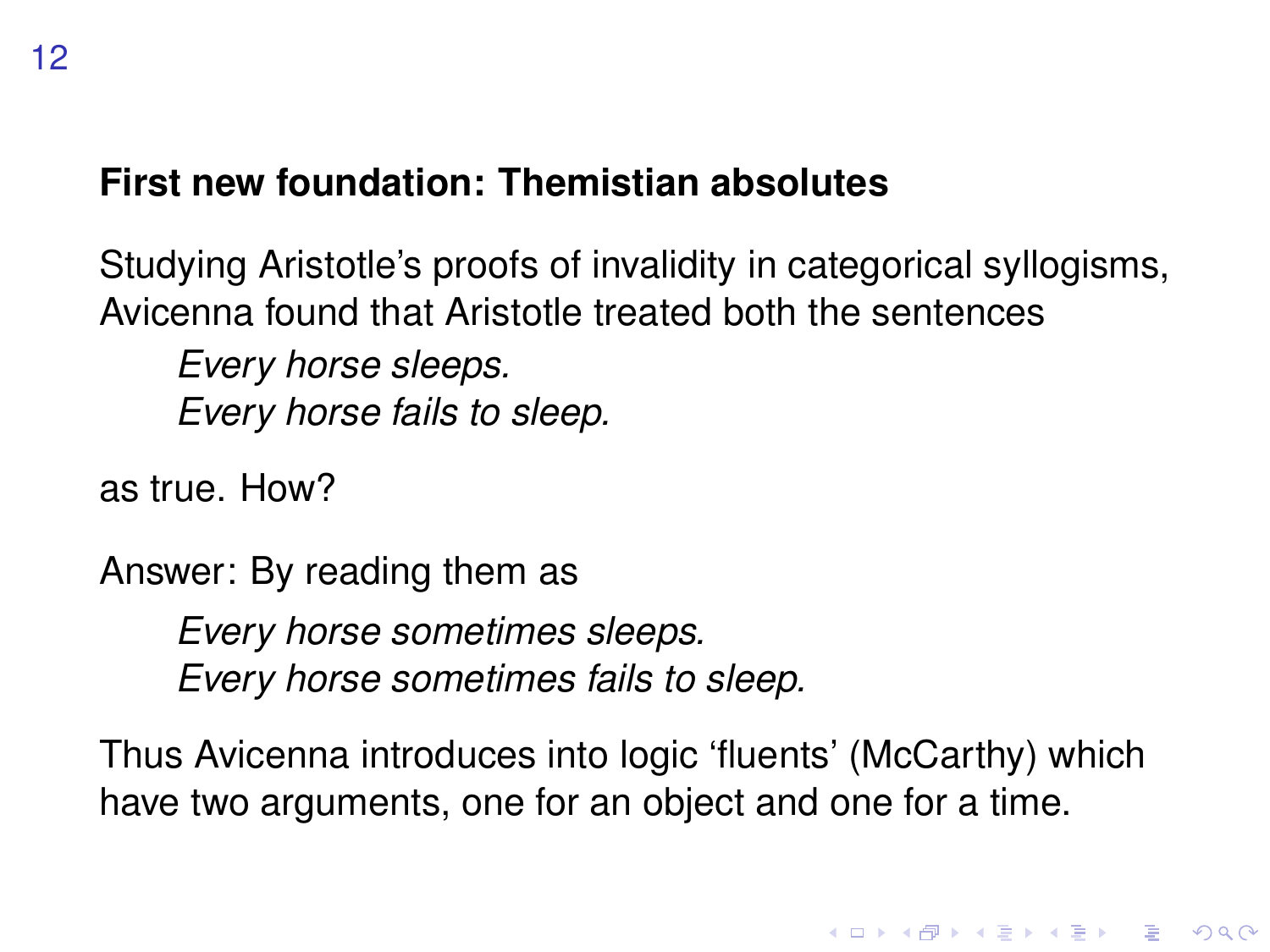## First new foundation: Themistian absolutes

Studying Aristotle's proofs of invalidity in categorical syllogisms, Avicenna found that Aristotle treated both the sentences

> *Every horse sleeps.*
> *Every horse fails to sleep.*

as true. How?

Answer: By reading them as

> *Every horse sometimes sleeps.*
> *Every horse sometimes fails to sleep.*

Thus Avicenna introduces into logic 'fluents' (McCarthy) which have two arguments, one for an object and one for a time.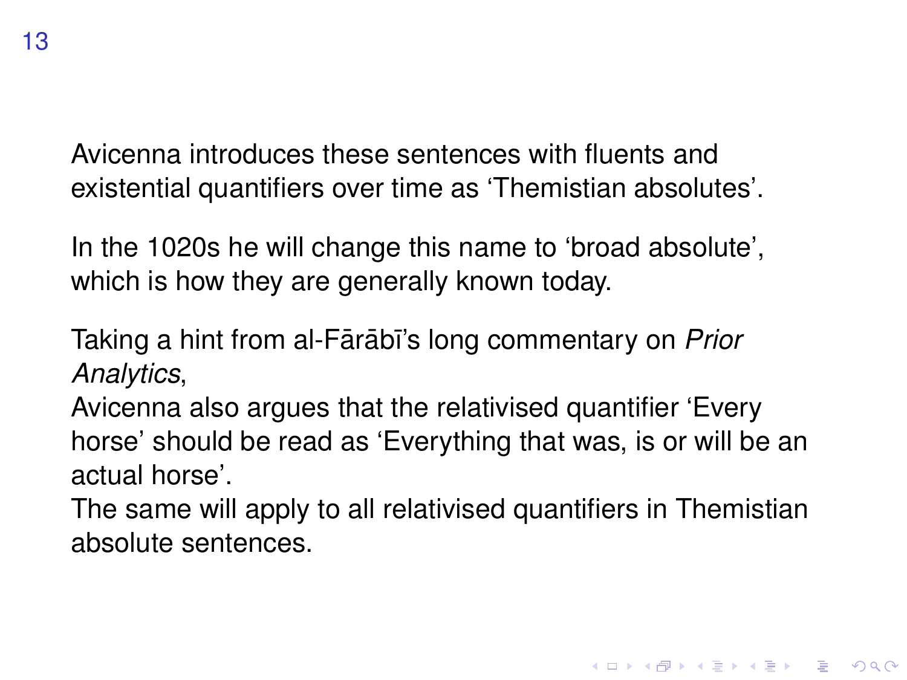Avicenna introduces these sentences with fluents and existential quantifiers over time as ‘Themistian absolutes’.

In the 1020s he will change this name to ‘broad absolute’, which is how they are generally known today.

Taking a hint from al-Fārābī’s long commentary on *Prior Analytics*,
Avicenna also argues that the relativised quantifier ‘Every horse’ should be read as ‘Everything that was, is or will be an actual horse’.
The same will apply to all relativised quantifiers in Themistian absolute sentences.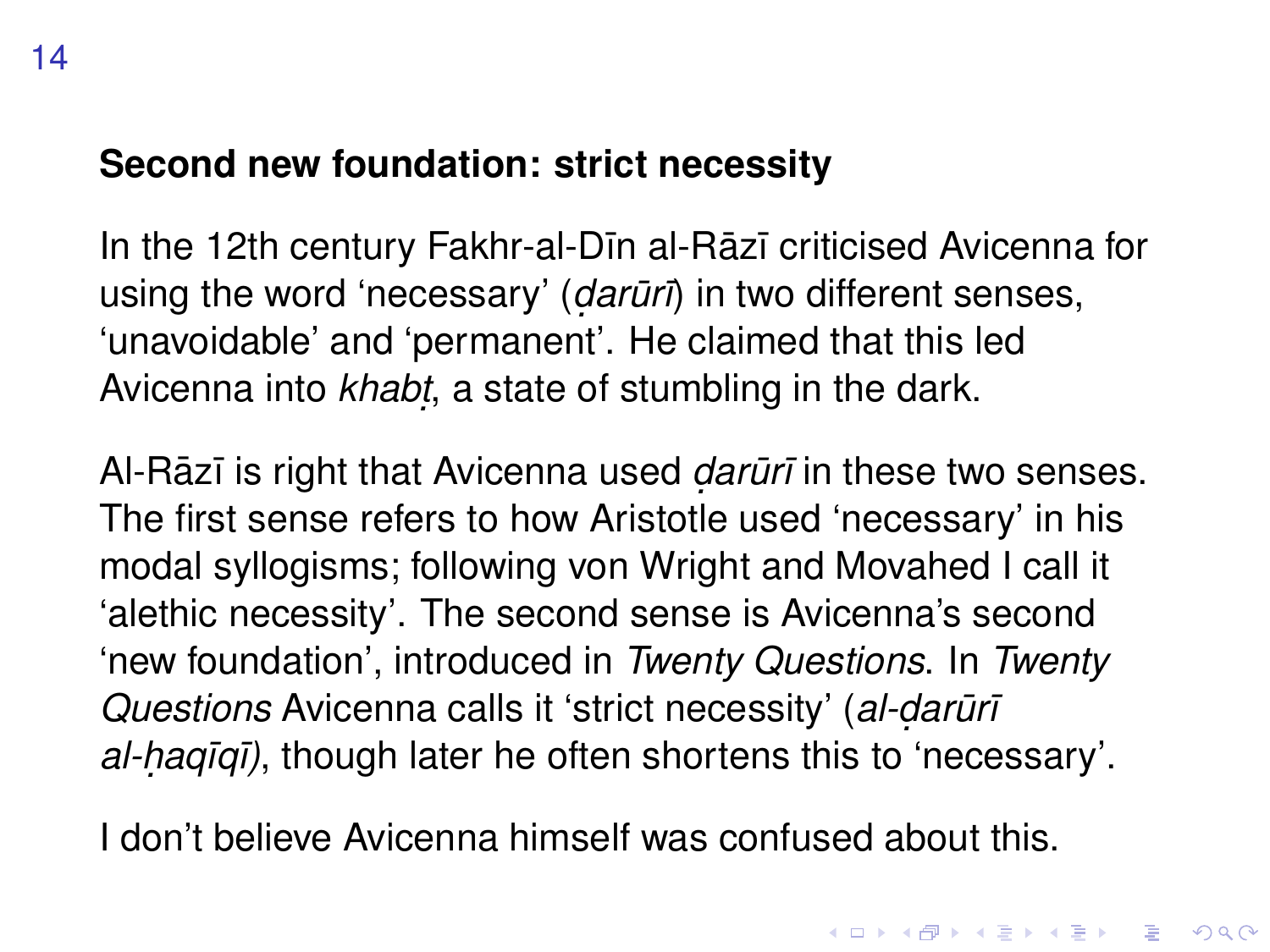## Second new foundation: strict necessity

In the 12th century Fakhr-al-Dīn al-Rāzī criticised Avicenna for using the word ‘necessary’ (*ḍarūrī*) in two different senses, ‘unavoidable’ and ‘permanent’. He claimed that this led Avicenna into *khabṭ*, a state of stumbling in the dark.

Al-Rāzī is right that Avicenna used *ḍarūrī* in these two senses. The first sense refers to how Aristotle used ‘necessary’ in his modal syllogisms; following von Wright and Movahed I call it ‘alethic necessity’. The second sense is Avicenna’s second ‘new foundation’, introduced in *Twenty Questions*. In *Twenty Questions* Avicenna calls it ‘strict necessity’ (*al-ḍarūrī al-ḥaqīqī)*, though later he often shortens this to ‘necessary’.

I don’t believe Avicenna himself was confused about this.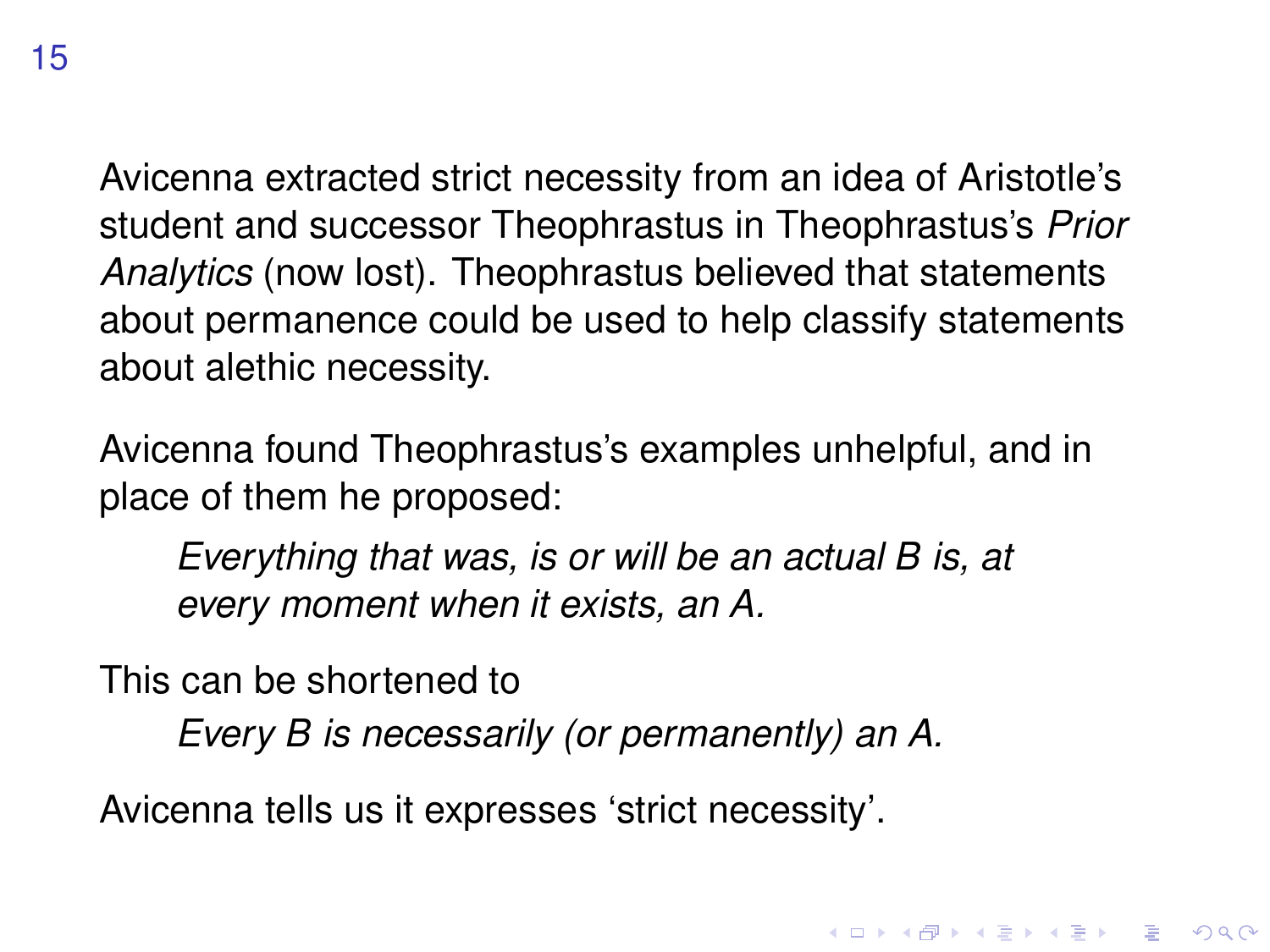Avicenna extracted strict necessity from an idea of Aristotle's student and successor Theophrastus in Theophrastus's *Prior Analytics* (now lost). Theophrastus believed that statements about permanence could be used to help classify statements about alethic necessity.

Avicenna found Theophrastus's examples unhelpful, and in place of them he proposed:

> *Everything that was, is or will be an actual B is, at every moment when it exists, an A.*

This can be shortened to

> *Every B is necessarily (or permanently) an A.*

Avicenna tells us it expresses 'strict necessity'.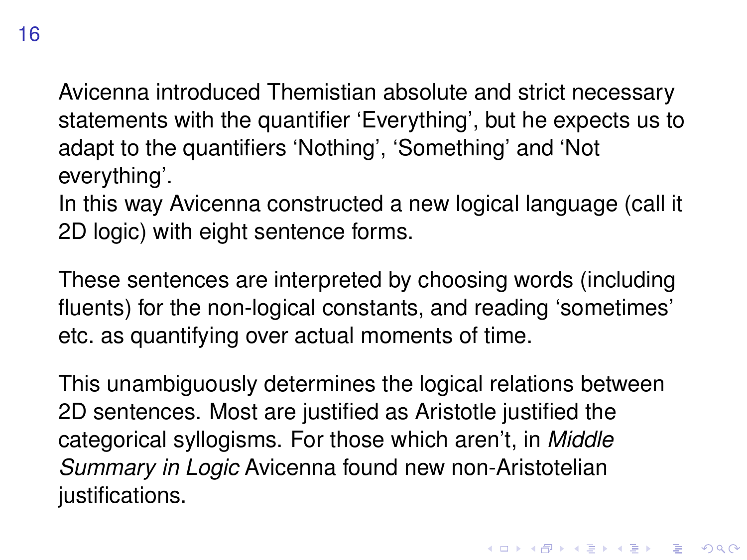Avicenna introduced Themistian absolute and strict necessary statements with the quantifier ‘Everything’, but he expects us to adapt to the quantifiers ‘Nothing’, ‘Something’ and ‘Not everything’.
In this way Avicenna constructed a new logical language (call it 2D logic) with eight sentence forms.

These sentences are interpreted by choosing words (including fluents) for the non-logical constants, and reading ‘sometimes’ etc. as quantifying over actual moments of time.

This unambiguously determines the logical relations between 2D sentences. Most are justified as Aristotle justified the categorical syllogisms. For those which aren’t, in *Middle Summary in Logic* Avicenna found new non-Aristotelian justifications.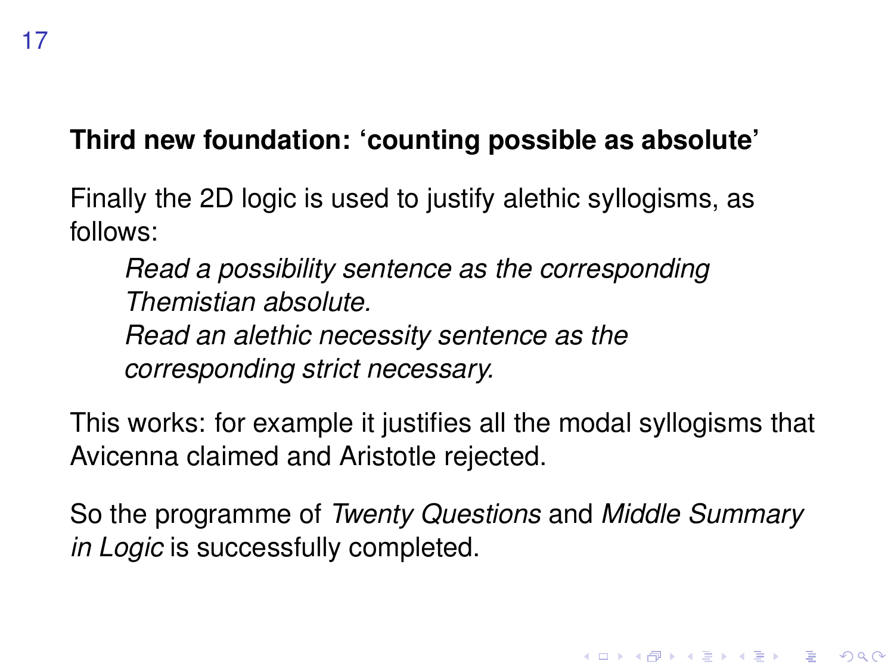## Third new foundation: ‘counting possible as absolute’

Finally the 2D logic is used to justify alethic syllogisms, as follows:

> *Read a possibility sentence as the corresponding Themistian absolute.*
> *Read an alethic necessity sentence as the corresponding strict necessary.*

This works: for example it justifies all the modal syllogisms that Avicenna claimed and Aristotle rejected.

So the programme of *Twenty Questions* and *Middle Summary in Logic* is successfully completed.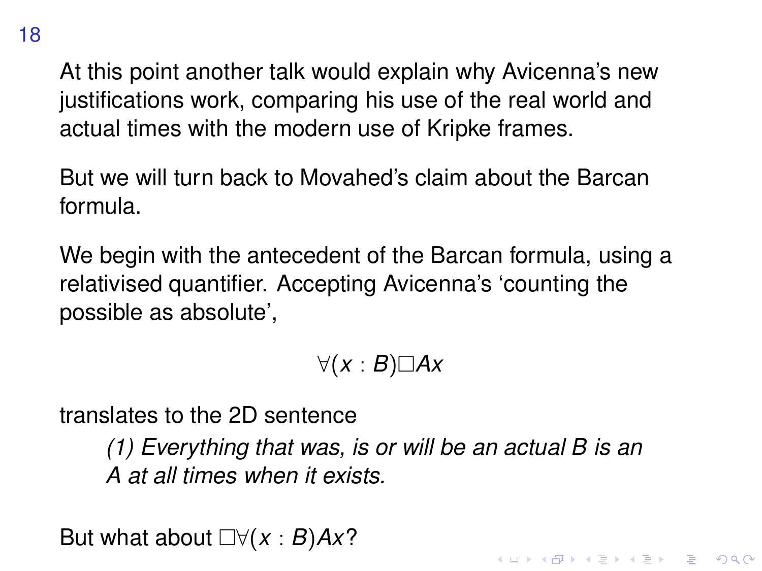At this point another talk would explain why Avicenna's new justifications work, comparing his use of the real world and actual times with the modern use of Kripke frames.

But we will turn back to Movahed's claim about the Barcan formula.

We begin with the antecedent of the Barcan formula, using a relativised quantifier. Accepting Avicenna's 'counting the possible as absolute',

$$\forall(x : B)\Box Ax$$

translates to the 2D sentence

> *(1) Everything that was, is or will be an actual B is an A at all times when it exists.*

But what about $\Box\forall(x : B)Ax$?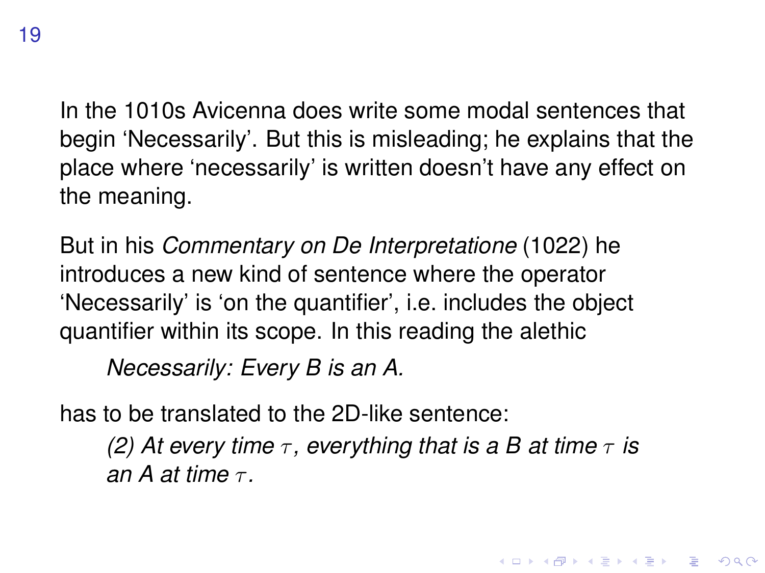In the 1010s Avicenna does write some modal sentences that begin ‘Necessarily’. But this is misleading; he explains that the place where ‘necessarily’ is written doesn’t have any effect on the meaning.

But in his *Commentary on De Interpretatione* (1022) he introduces a new kind of sentence where the operator ‘Necessarily’ is ‘on the quantifier’, i.e. includes the object quantifier within its scope. In this reading the alethic

> *Necessarily: Every B is an A.*

has to be translated to the 2D-like sentence:

> *(2) At every time $\tau$, everything that is a B at time $\tau$ is an A at time $\tau$.*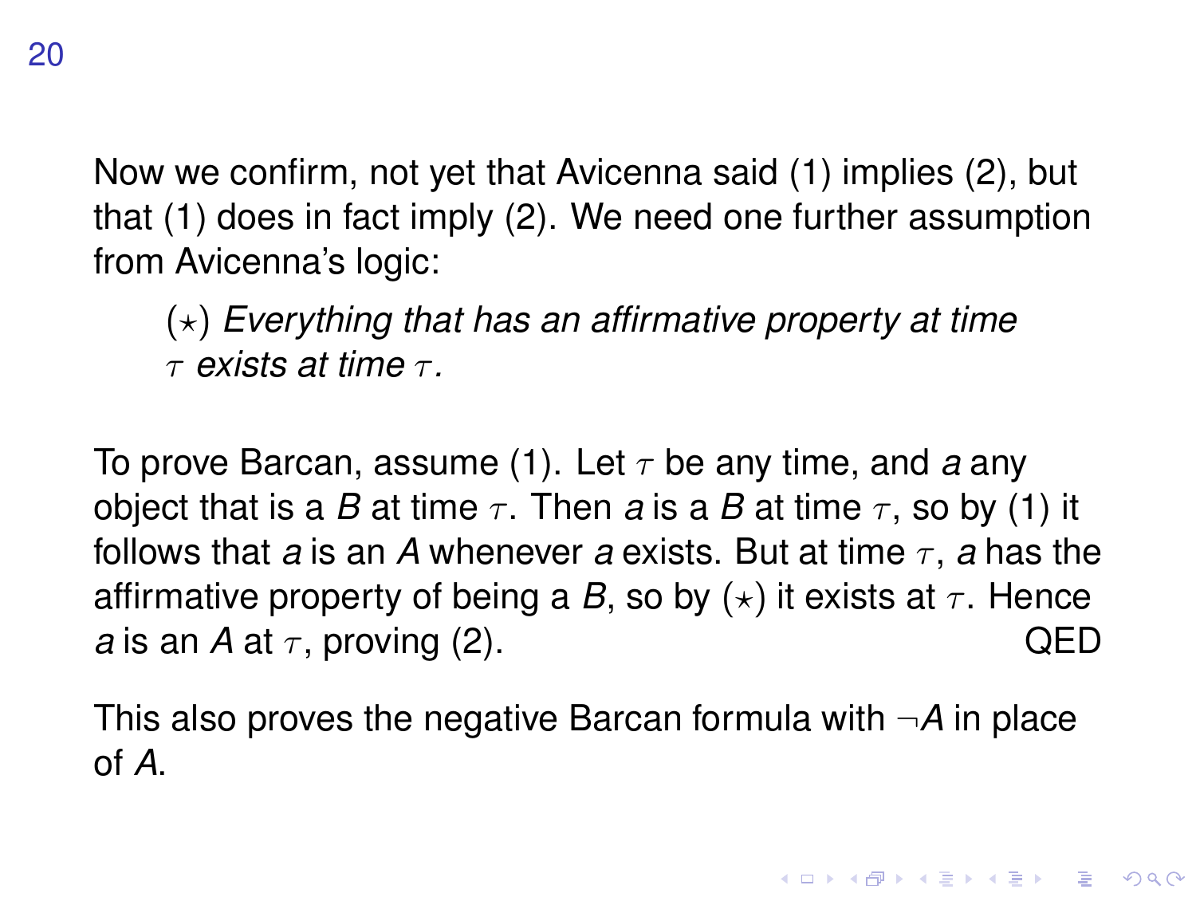Now we confirm, not yet that Avicenna said (1) implies (2), but that (1) does in fact imply (2). We need one further assumption from Avicenna's logic:

> ($\star$) *Everything that has an affirmative property at time $\tau$ exists at time $\tau$.*

To prove Barcan, assume (1). Let $\tau$ be any time, and *a* any object that is a *B* at time $\tau$. Then *a* is a *B* at time $\tau$, so by (1) it follows that *a* is an *A* whenever *a* exists. But at time $\tau$, *a* has the affirmative property of being a *B*, so by ($\star$) it exists at $\tau$. Hence *a* is an *A* at $\tau$, proving (2). QED

This also proves the negative Barcan formula with $\neg A$ in place of *A*.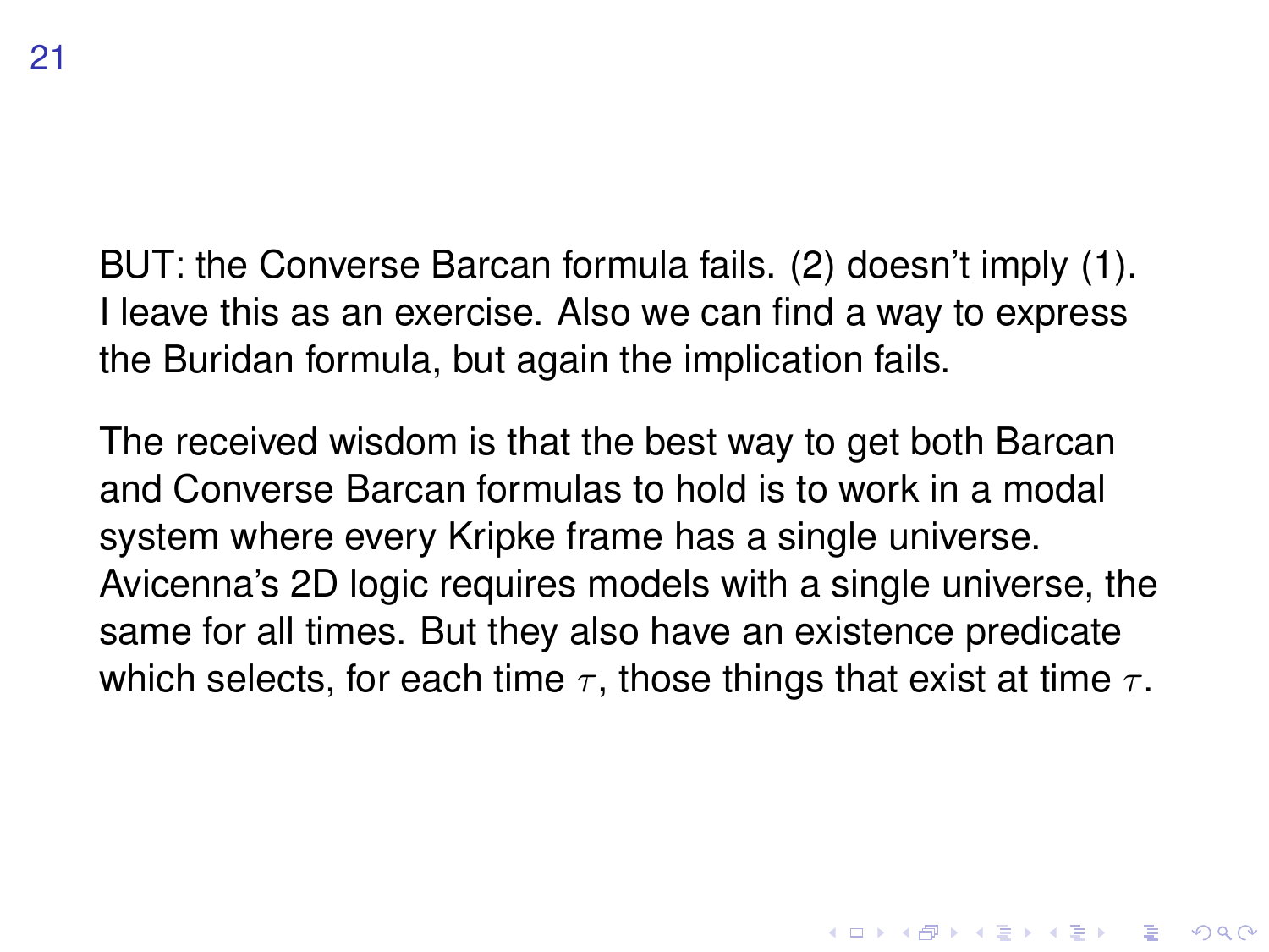BUT: the Converse Barcan formula fails. (2) doesn't imply (1). I leave this as an exercise. Also we can find a way to express the Buridan formula, but again the implication fails.

The received wisdom is that the best way to get both Barcan and Converse Barcan formulas to hold is to work in a modal system where every Kripke frame has a single universe. Avicenna's 2D logic requires models with a single universe, the same for all times. But they also have an existence predicate which selects, for each time $\tau$, those things that exist at time $\tau$.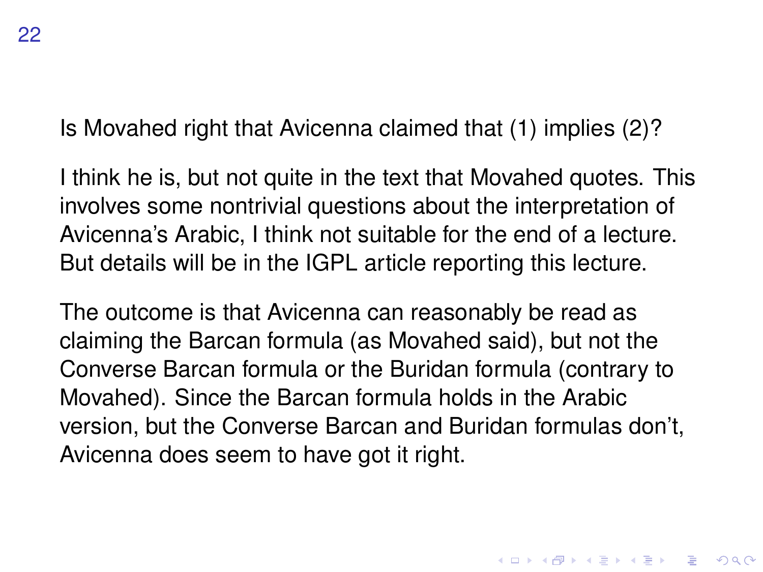Is Movahed right that Avicenna claimed that (1) implies (2)?

I think he is, but not quite in the text that Movahed quotes. This involves some nontrivial questions about the interpretation of Avicenna's Arabic, I think not suitable for the end of a lecture. But details will be in the IGPL article reporting this lecture.

The outcome is that Avicenna can reasonably be read as claiming the Barcan formula (as Movahed said), but not the Converse Barcan formula or the Buridan formula (contrary to Movahed). Since the Barcan formula holds in the Arabic version, but the Converse Barcan and Buridan formulas don't, Avicenna does seem to have got it right.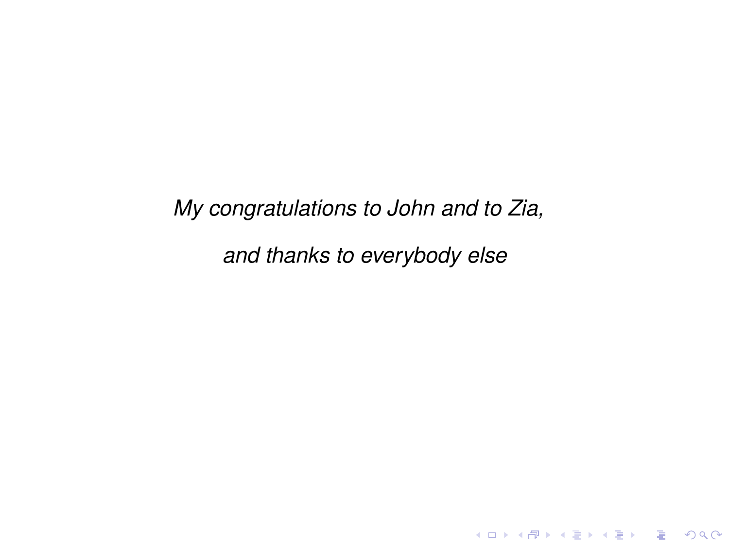*My congratulations to John and to Zia,*

*and thanks to everybody else*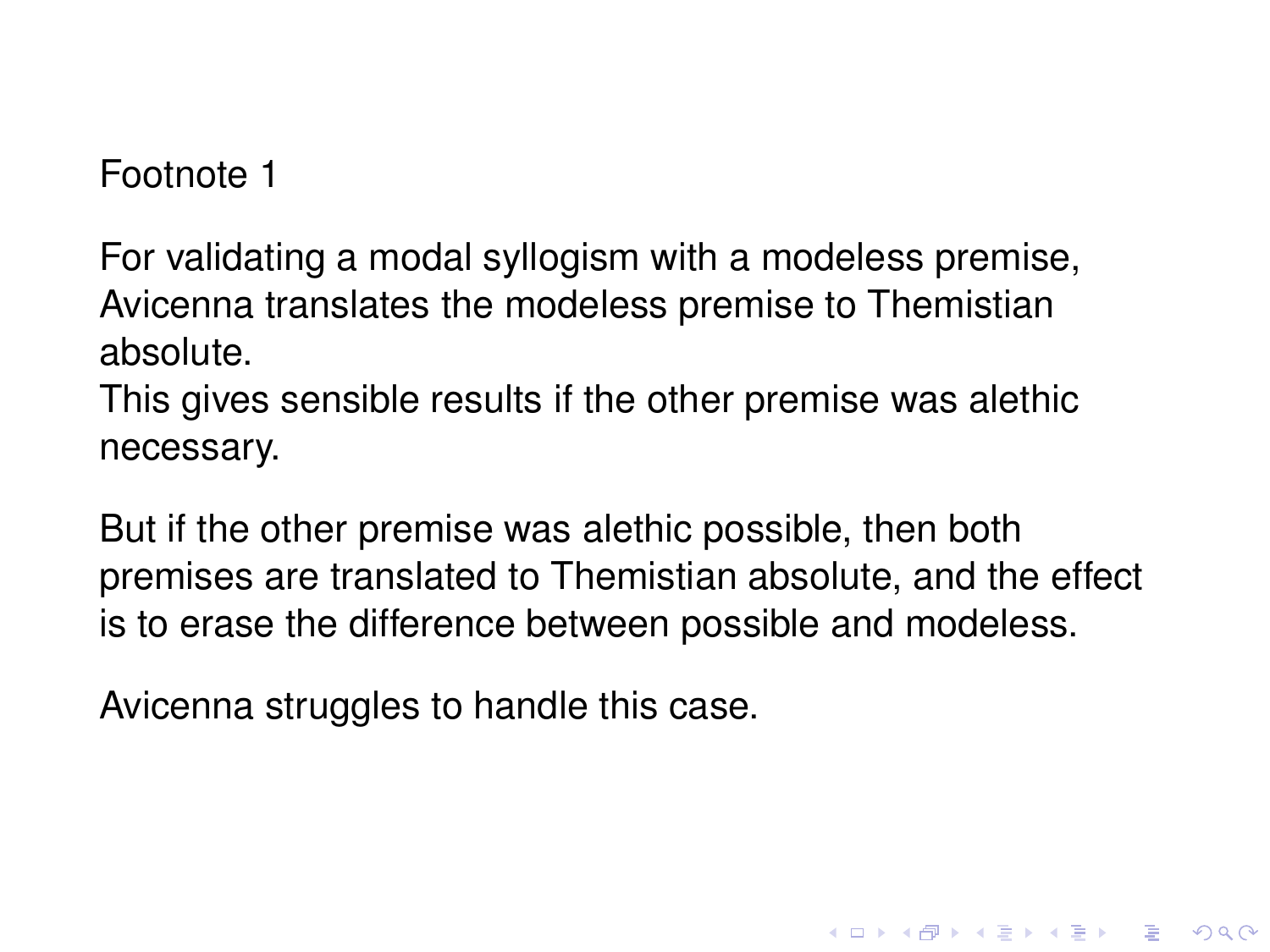Footnote 1

For validating a modal syllogism with a modeless premise, Avicenna translates the modeless premise to Themistian absolute.
This gives sensible results if the other premise was alethic necessary.

But if the other premise was alethic possible, then both premises are translated to Themistian absolute, and the effect is to erase the difference between possible and modeless.

Avicenna struggles to handle this case.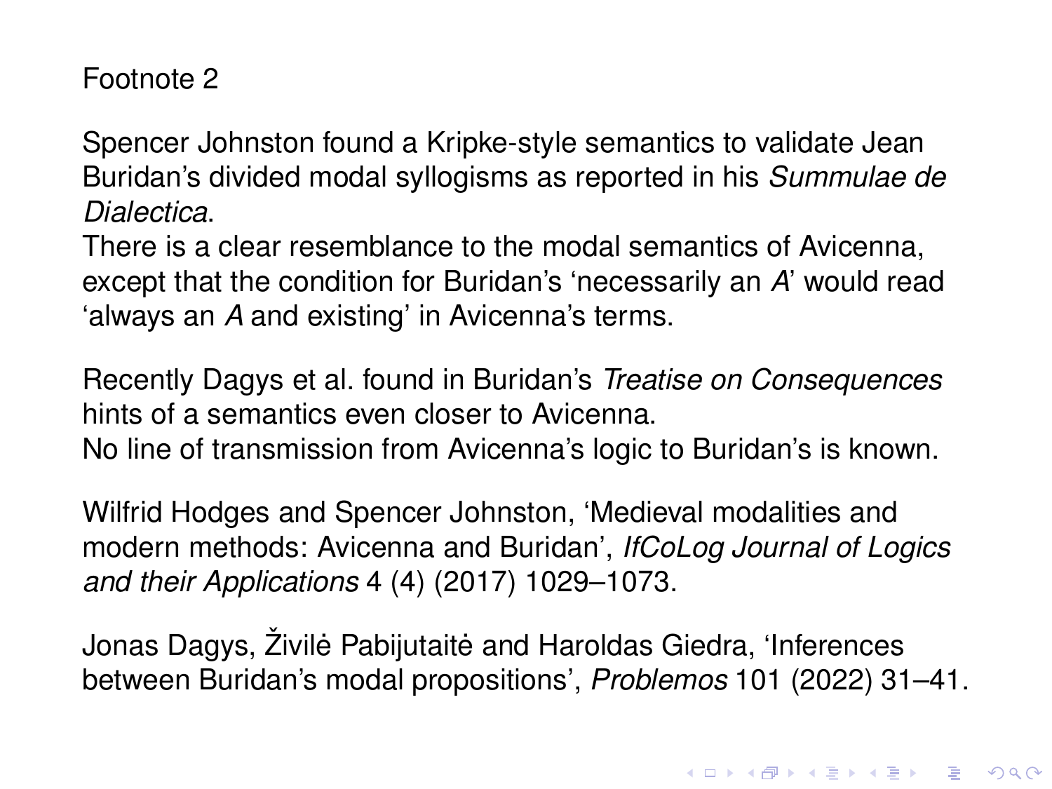Footnote 2

Spencer Johnston found a Kripke-style semantics to validate Jean Buridan's divided modal syllogisms as reported in his *Summulae de Dialectica*.
There is a clear resemblance to the modal semantics of Avicenna, except that the condition for Buridan's 'necessarily an *A*' would read 'always an *A* and existing' in Avicenna's terms.

Recently Dagys et al. found in Buridan's *Treatise on Consequences* hints of a semantics even closer to Avicenna.
No line of transmission from Avicenna's logic to Buridan's is known.

Wilfrid Hodges and Spencer Johnston, 'Medieval modalities and modern methods: Avicenna and Buridan', *IfCoLog Journal of Logics and their Applications* 4 (4) (2017) 1029–1073.

Jonas Dagys, Živilė Pabijutaitė and Haroldas Giedra, 'Inferences between Buridan's modal propositions', *Problemos* 101 (2022) 31–41.